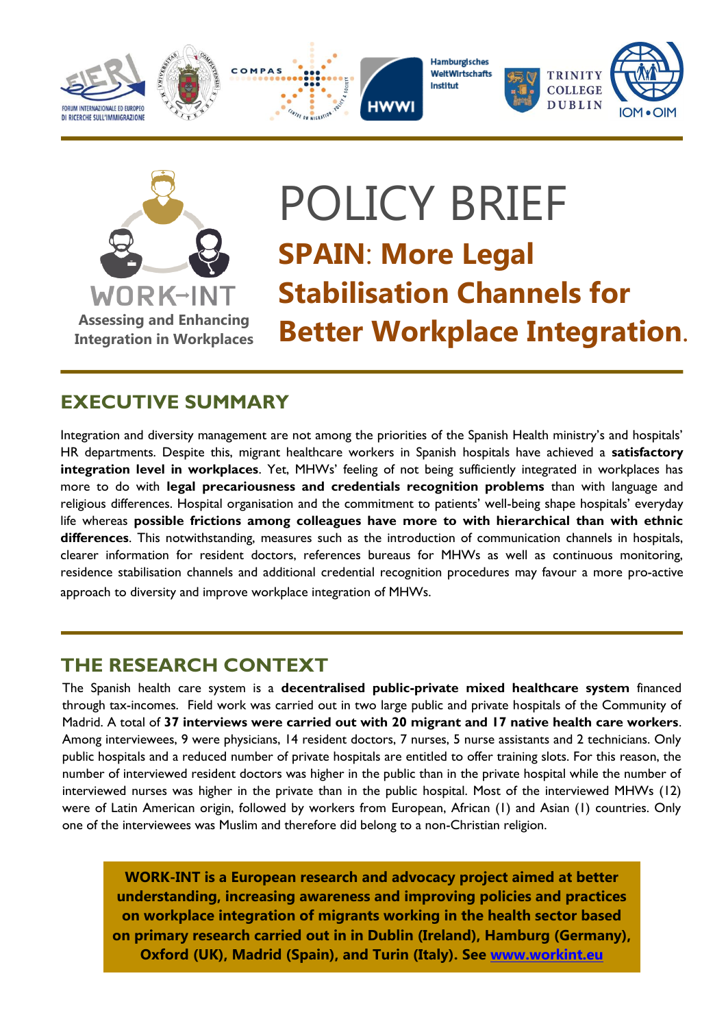WORK-INT
**Assessing and Enhancing Integration in Workplaces**

# POLICY BRIEF

## SPAIN: More Legal Stabilisation Channels for Better Workplace Integration.

## EXECUTIVE SUMMARY

Integration and diversity management are not among the priorities of the Spanish Health ministry's and hospitals' HR departments. Despite this, migrant healthcare workers in Spanish hospitals have achieved a **satisfactory integration level in workplaces**. Yet, MHWs' feeling of not being sufficiently integrated in workplaces has more to do with **legal precariousness and credentials recognition problems** than with language and religious differences. Hospital organisation and the commitment to patients' well-being shape hospitals' everyday life whereas **possible frictions among colleagues have more to with hierarchical than with ethnic differences**. This notwithstanding, measures such as the introduction of communication channels in hospitals, clearer information for resident doctors, references bureaus for MHWs as well as continuous monitoring, residence stabilisation channels and additional credential recognition procedures may favour a more pro-active approach to diversity and improve workplace integration of MHWs.

## THE RESEARCH CONTEXT

The Spanish health care system is a **decentralised public-private mixed healthcare system** financed through tax-incomes. Field work was carried out in two large public and private hospitals of the Community of Madrid. A total of **37 interviews were carried out with 20 migrant and 17 native health care workers**. Among interviewees, 9 were physicians, 14 resident doctors, 7 nurses, 5 nurse assistants and 2 technicians. Only public hospitals and a reduced number of private hospitals are entitled to offer training slots. For this reason, the number of interviewed resident doctors was higher in the public than in the private hospital while the number of interviewed nurses was higher in the private than in the public hospital. Most of the interviewed MHWs (12) were of Latin American origin, followed by workers from European, African (1) and Asian (1) countries. Only one of the interviewees was Muslim and therefore did belong to a non-Christian religion.

**WORK-INT is a European research and advocacy project aimed at better understanding, increasing awareness and improving policies and practices on workplace integration of migrants working in the health sector based on primary research carried out in in Dublin (Ireland), Hamburg (Germany), Oxford (UK), Madrid (Spain), and Turin (Italy). See [www.workint.eu](http://www.workint.eu)**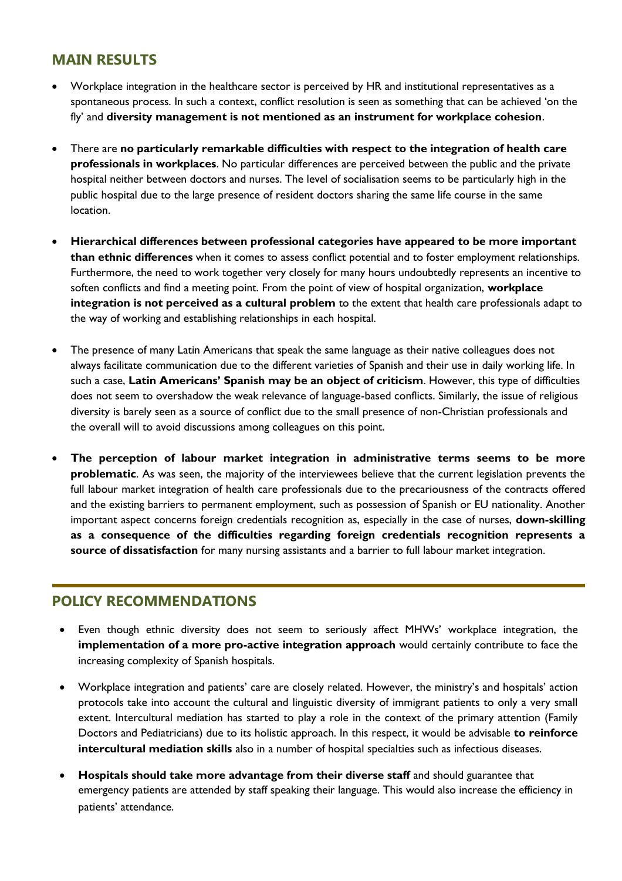## MAIN RESULTS

- Workplace integration in the healthcare sector is perceived by HR and institutional representatives as a spontaneous process. In such a context, conflict resolution is seen as something that can be achieved 'on the fly' and **diversity management is not mentioned as an instrument for workplace cohesion**.
- There are **no particularly remarkable difficulties with respect to the integration of health care professionals in workplaces**. No particular differences are perceived between the public and the private hospital neither between doctors and nurses. The level of socialisation seems to be particularly high in the public hospital due to the large presence of resident doctors sharing the same life course in the same location.
- **Hierarchical differences between professional categories have appeared to be more important than ethnic differences** when it comes to assess conflict potential and to foster employment relationships. Furthermore, the need to work together very closely for many hours undoubtedly represents an incentive to soften conflicts and find a meeting point. From the point of view of hospital organization, **workplace integration is not perceived as a cultural problem** to the extent that health care professionals adapt to the way of working and establishing relationships in each hospital.
- The presence of many Latin Americans that speak the same language as their native colleagues does not always facilitate communication due to the different varieties of Spanish and their use in daily working life. In such a case, **Latin Americans' Spanish may be an object of criticism**. However, this type of difficulties does not seem to overshadow the weak relevance of language-based conflicts. Similarly, the issue of religious diversity is barely seen as a source of conflict due to the small presence of non-Christian professionals and the overall will to avoid discussions among colleagues on this point.
- **The perception of labour market integration in administrative terms seems to be more problematic**. As was seen, the majority of the interviewees believe that the current legislation prevents the full labour market integration of health care professionals due to the precariousness of the contracts offered and the existing barriers to permanent employment, such as possession of Spanish or EU nationality. Another important aspect concerns foreign credentials recognition as, especially in the case of nurses, **down-skilling as a consequence of the difficulties regarding foreign credentials recognition represents a source of dissatisfaction** for many nursing assistants and a barrier to full labour market integration.

## POLICY RECOMMENDATIONS

- Even though ethnic diversity does not seem to seriously affect MHWs' workplace integration, the **implementation of a more pro-active integration approach** would certainly contribute to face the increasing complexity of Spanish hospitals.
- Workplace integration and patients' care are closely related. However, the ministry's and hospitals' action protocols take into account the cultural and linguistic diversity of immigrant patients to only a very small extent. Intercultural mediation has started to play a role in the context of the primary attention (Family Doctors and Pediatricians) due to its holistic approach. In this respect, it would be advisable **to reinforce intercultural mediation skills** also in a number of hospital specialties such as infectious diseases.
- **Hospitals should take more advantage from their diverse staff** and should guarantee that emergency patients are attended by staff speaking their language. This would also increase the efficiency in patients' attendance.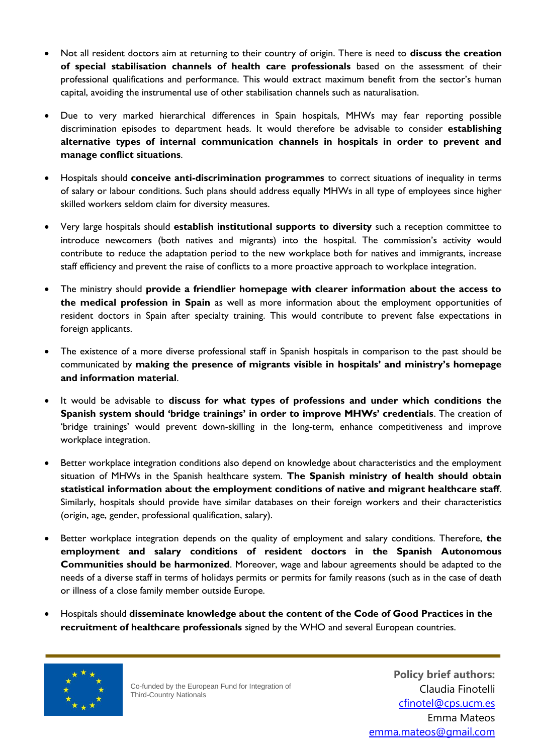- Not all resident doctors aim at returning to their country of origin. There is need to **discuss the creation of special stabilisation channels of health care professionals** based on the assessment of their professional qualifications and performance. This would extract maximum benefit from the sector's human capital, avoiding the instrumental use of other stabilisation channels such as naturalisation.

- Due to very marked hierarchical differences in Spain hospitals, MHWs may fear reporting possible discrimination episodes to department heads. It would therefore be advisable to consider **establishing alternative types of internal communication channels in hospitals in order to prevent and manage conflict situations**.

- Hospitals should **conceive anti-discrimination programmes** to correct situations of inequality in terms of salary or labour conditions. Such plans should address equally MHWs in all type of employees since higher skilled workers seldom claim for diversity measures.

- Very large hospitals should **establish institutional supports to diversity** such a reception committee to introduce newcomers (both natives and migrants) into the hospital. The commission's activity would contribute to reduce the adaptation period to the new workplace both for natives and immigrants, increase staff efficiency and prevent the raise of conflicts to a more proactive approach to workplace integration.

- The ministry should **provide a friendlier homepage with clearer information about the access to the medical profession in Spain** as well as more information about the employment opportunities of resident doctors in Spain after specialty training. This would contribute to prevent false expectations in foreign applicants.

- The existence of a more diverse professional staff in Spanish hospitals in comparison to the past should be communicated by **making the presence of migrants visible in hospitals' and ministry's homepage and information material**.

- It would be advisable to **discuss for what types of professions and under which conditions the Spanish system should 'bridge trainings' in order to improve MHWs' credentials**. The creation of 'bridge trainings' would prevent down-skilling in the long-term, enhance competitiveness and improve workplace integration.

- Better workplace integration conditions also depend on knowledge about characteristics and the employment situation of MHWs in the Spanish healthcare system. **The Spanish ministry of health should obtain statistical information about the employment conditions of native and migrant healthcare staff**. Similarly, hospitals should provide have similar databases on their foreign workers and their characteristics (origin, age, gender, professional qualification, salary).

- Better workplace integration depends on the quality of employment and salary conditions. Therefore, **the employment and salary conditions of resident doctors in the Spanish Autonomous Communities should be harmonized**. Moreover, wage and labour agreements should be adapted to the needs of a diverse staff in terms of holidays permits or permits for family reasons (such as in the case of death or illness of a close family member outside Europe.

- Hospitals should **disseminate knowledge about the content of the Code of Good Practices in the recruitment of healthcare professionals** signed by the WHO and several European countries.

Co-funded by the European Fund for Integration of Third-Country Nationals

**Policy brief authors:**
Claudia Finotelli
cfinotel@cps.ucm.es
Emma Mateos
emma.mateos@gmail.com